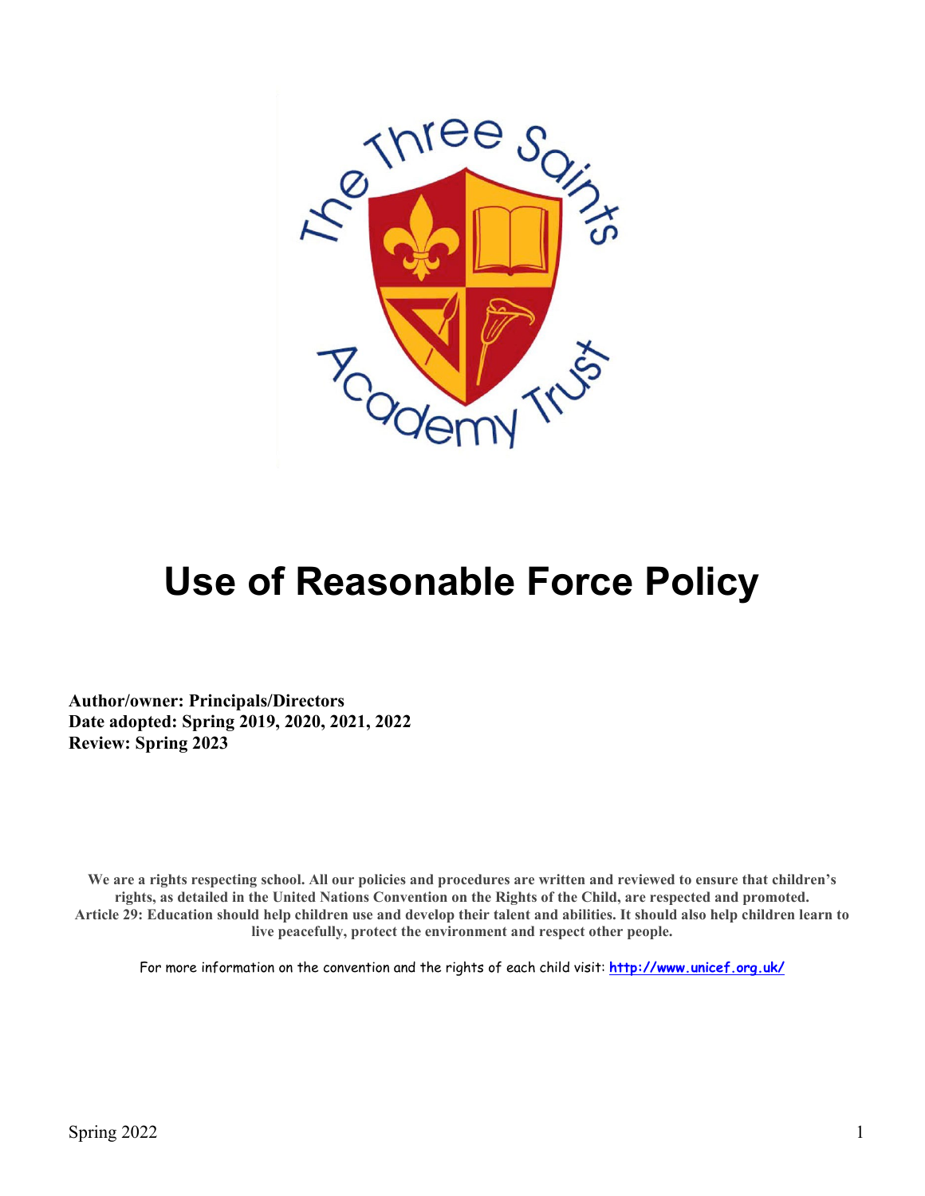# Use of Reasonable Force Policy

**Author/owner: Principals/Directors**
**Date adopted: Spring 2019, 2020, 2021, 2022**
**Review: Spring 2023**

**We are a rights respecting school. All our policies and procedures are written and reviewed to ensure that children's rights, as detailed in the United Nations Convention on the Rights of the Child, are respected and promoted. Article 29: Education should help children use and develop their talent and abilities. It should also help children learn to live peacefully, protect the environment and respect other people.**

For more information on the convention and the rights of each child visit: **http://www.unicef.org.uk/**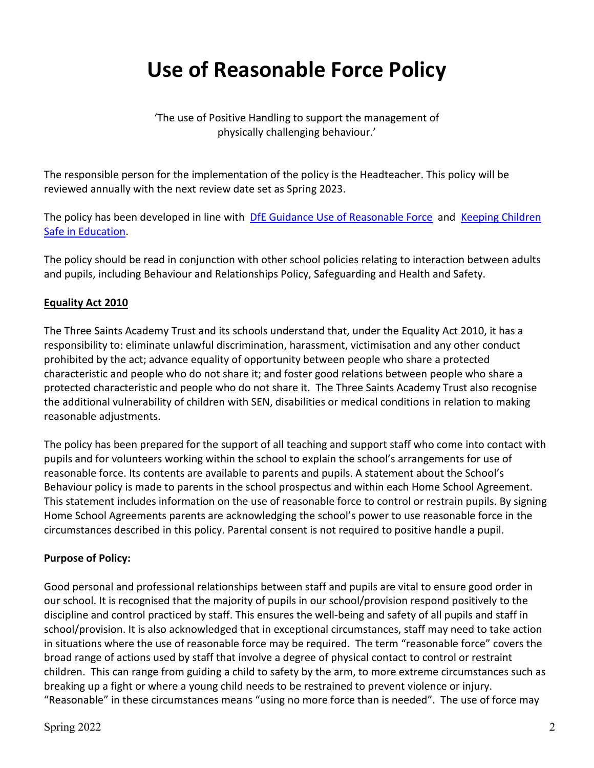# Use of Reasonable Force Policy

'The use of Positive Handling to support the management of physically challenging behaviour.'

The responsible person for the implementation of the policy is the Headteacher. This policy will be reviewed annually with the next review date set as Spring 2023.

The policy has been developed in line with [DfE Guidance Use of Reasonable Force](#) and [Keeping Children Safe in Education](#).

The policy should be read in conjunction with other school policies relating to interaction between adults and pupils, including Behaviour and Relationships Policy, Safeguarding and Health and Safety.

**Equality Act 2010**

The Three Saints Academy Trust and its schools understand that, under the Equality Act 2010, it has a responsibility to: eliminate unlawful discrimination, harassment, victimisation and any other conduct prohibited by the act; advance equality of opportunity between people who share a protected characteristic and people who do not share it; and foster good relations between people who share a protected characteristic and people who do not share it. The Three Saints Academy Trust also recognise the additional vulnerability of children with SEN, disabilities or medical conditions in relation to making reasonable adjustments.

The policy has been prepared for the support of all teaching and support staff who come into contact with pupils and for volunteers working within the school to explain the school's arrangements for use of reasonable force. Its contents are available to parents and pupils. A statement about the School's Behaviour policy is made to parents in the school prospectus and within each Home School Agreement. This statement includes information on the use of reasonable force to control or restrain pupils. By signing Home School Agreements parents are acknowledging the school's power to use reasonable force in the circumstances described in this policy. Parental consent is not required to positive handle a pupil.

**Purpose of Policy:**

Good personal and professional relationships between staff and pupils are vital to ensure good order in our school. It is recognised that the majority of pupils in our school/provision respond positively to the discipline and control practiced by staff. This ensures the well-being and safety of all pupils and staff in school/provision. It is also acknowledged that in exceptional circumstances, staff may need to take action in situations where the use of reasonable force may be required. The term "reasonable force" covers the broad range of actions used by staff that involve a degree of physical contact to control or restraint children. This can range from guiding a child to safety by the arm, to more extreme circumstances such as breaking up a fight or where a young child needs to be restrained to prevent violence or injury. "Reasonable" in these circumstances means "using no more force than is needed". The use of force may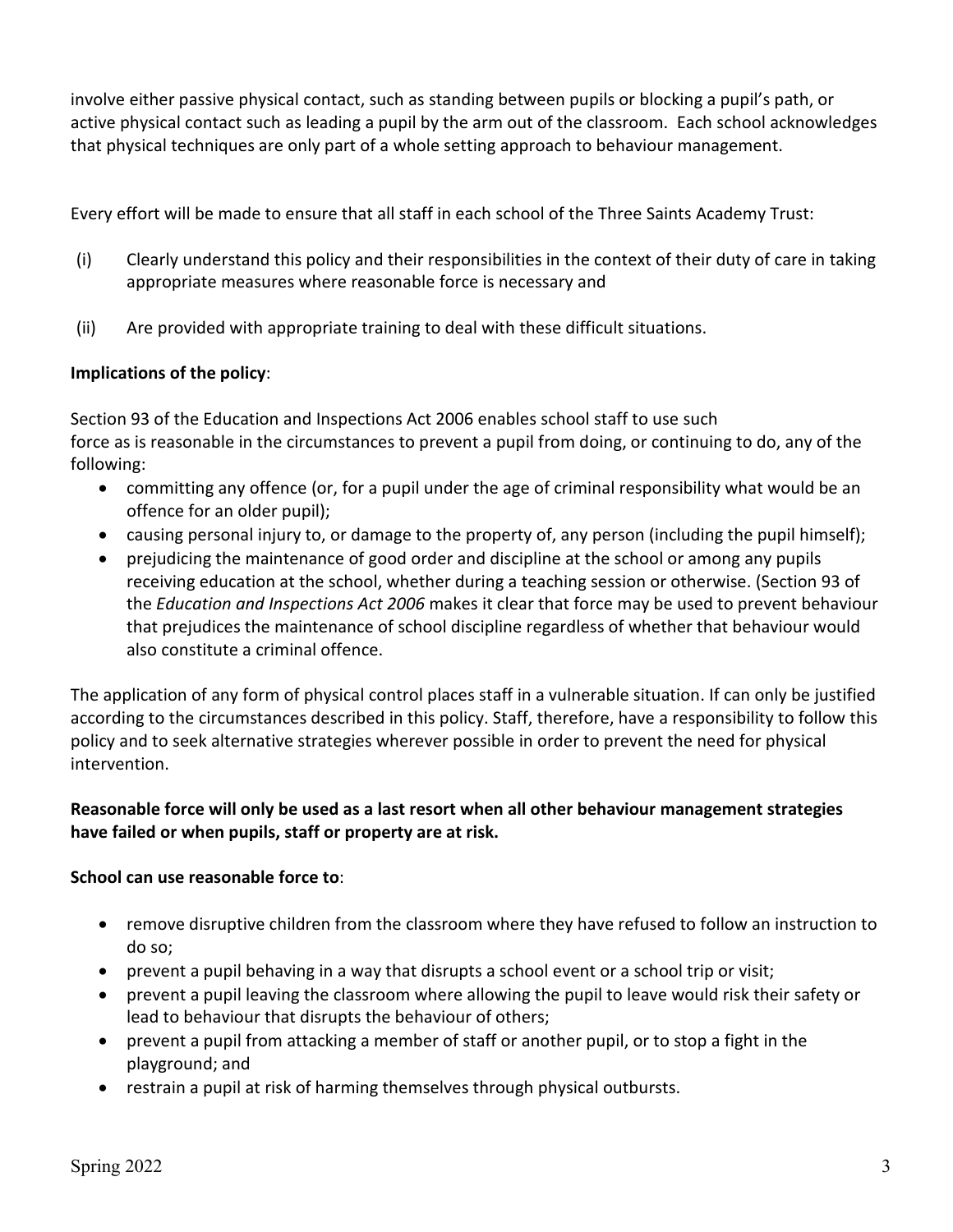involve either passive physical contact, such as standing between pupils or blocking a pupil's path, or active physical contact such as leading a pupil by the arm out of the classroom. Each school acknowledges that physical techniques are only part of a whole setting approach to behaviour management.

Every effort will be made to ensure that all staff in each school of the Three Saints Academy Trust:

(i) Clearly understand this policy and their responsibilities in the context of their duty of care in taking appropriate measures where reasonable force is necessary and

(ii) Are provided with appropriate training to deal with these difficult situations.

**Implications of the policy**:

Section 93 of the Education and Inspections Act 2006 enables school staff to use such force as is reasonable in the circumstances to prevent a pupil from doing, or continuing to do, any of the following:

- committing any offence (or, for a pupil under the age of criminal responsibility what would be an offence for an older pupil);
- causing personal injury to, or damage to the property of, any person (including the pupil himself);
- prejudicing the maintenance of good order and discipline at the school or among any pupils receiving education at the school, whether during a teaching session or otherwise. (Section 93 of the *Education and Inspections Act 2006* makes it clear that force may be used to prevent behaviour that prejudices the maintenance of school discipline regardless of whether that behaviour would also constitute a criminal offence.

The application of any form of physical control places staff in a vulnerable situation. If can only be justified according to the circumstances described in this policy. Staff, therefore, have a responsibility to follow this policy and to seek alternative strategies wherever possible in order to prevent the need for physical intervention.

**Reasonable force will only be used as a last resort when all other behaviour management strategies have failed or when pupils, staff or property are at risk.**

**School can use reasonable force to**:

- remove disruptive children from the classroom where they have refused to follow an instruction to do so;
- prevent a pupil behaving in a way that disrupts a school event or a school trip or visit;
- prevent a pupil leaving the classroom where allowing the pupil to leave would risk their safety or lead to behaviour that disrupts the behaviour of others;
- prevent a pupil from attacking a member of staff or another pupil, or to stop a fight in the playground; and
- restrain a pupil at risk of harming themselves through physical outbursts.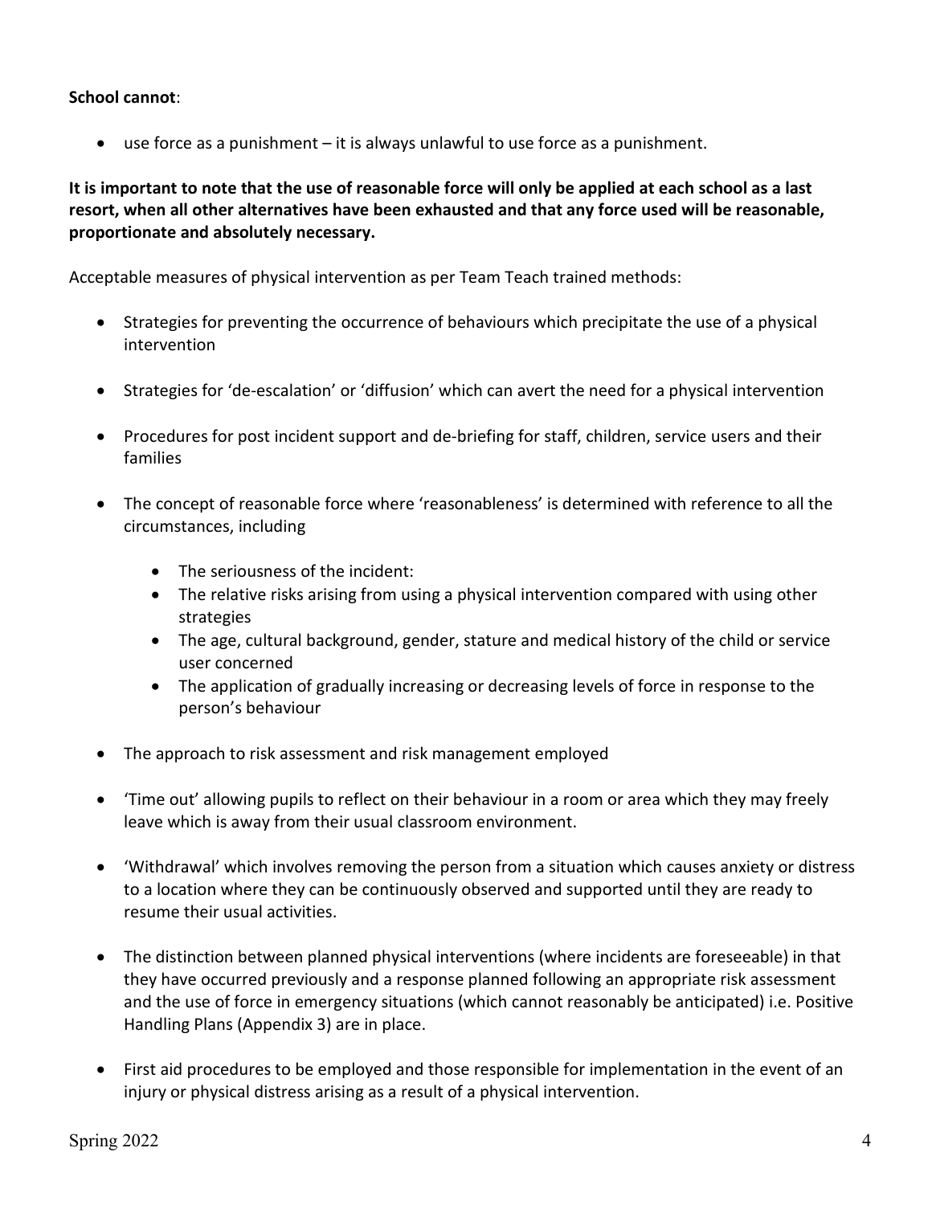**School cannot**:

- use force as a punishment – it is always unlawful to use force as a punishment.

**It is important to note that the use of reasonable force will only be applied at each school as a last resort, when all other alternatives have been exhausted and that any force used will be reasonable, proportionate and absolutely necessary.**

Acceptable measures of physical intervention as per Team Teach trained methods:

- Strategies for preventing the occurrence of behaviours which precipitate the use of a physical intervention
- Strategies for 'de-escalation' or 'diffusion' which can avert the need for a physical intervention
- Procedures for post incident support and de-briefing for staff, children, service users and their families
- The concept of reasonable force where 'reasonableness' is determined with reference to all the circumstances, including
  - The seriousness of the incident:
  - The relative risks arising from using a physical intervention compared with using other strategies
  - The age, cultural background, gender, stature and medical history of the child or service user concerned
  - The application of gradually increasing or decreasing levels of force in response to the person's behaviour
- The approach to risk assessment and risk management employed
- 'Time out' allowing pupils to reflect on their behaviour in a room or area which they may freely leave which is away from their usual classroom environment.
- 'Withdrawal' which involves removing the person from a situation which causes anxiety or distress to a location where they can be continuously observed and supported until they are ready to resume their usual activities.
- The distinction between planned physical interventions (where incidents are foreseeable) in that they have occurred previously and a response planned following an appropriate risk assessment and the use of force in emergency situations (which cannot reasonably be anticipated) i.e. Positive Handling Plans (Appendix 3) are in place.
- First aid procedures to be employed and those responsible for implementation in the event of an injury or physical distress arising as a result of a physical intervention.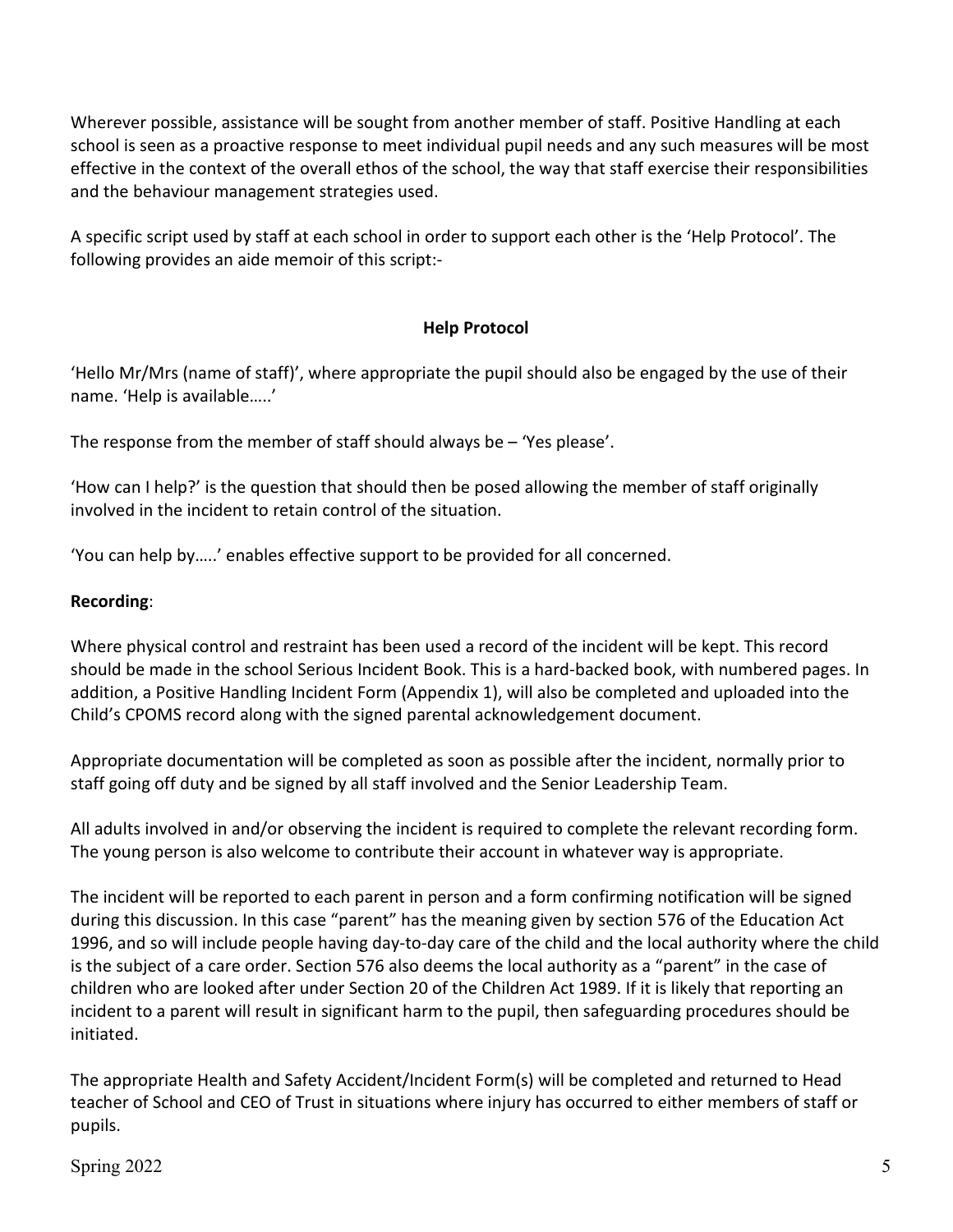Wherever possible, assistance will be sought from another member of staff. Positive Handling at each school is seen as a proactive response to meet individual pupil needs and any such measures will be most effective in the context of the overall ethos of the school, the way that staff exercise their responsibilities and the behaviour management strategies used.

A specific script used by staff at each school in order to support each other is the 'Help Protocol'. The following provides an aide memoir of this script:-

**Help Protocol**

'Hello Mr/Mrs (name of staff)', where appropriate the pupil should also be engaged by the use of their name. 'Help is available…..'

The response from the member of staff should always be – 'Yes please'.

'How can I help?' is the question that should then be posed allowing the member of staff originally involved in the incident to retain control of the situation.

'You can help by…..' enables effective support to be provided for all concerned.

**Recording**:

Where physical control and restraint has been used a record of the incident will be kept. This record should be made in the school Serious Incident Book. This is a hard-backed book, with numbered pages. In addition, a Positive Handling Incident Form (Appendix 1), will also be completed and uploaded into the Child's CPOMS record along with the signed parental acknowledgement document.

Appropriate documentation will be completed as soon as possible after the incident, normally prior to staff going off duty and be signed by all staff involved and the Senior Leadership Team.

All adults involved in and/or observing the incident is required to complete the relevant recording form. The young person is also welcome to contribute their account in whatever way is appropriate.

The incident will be reported to each parent in person and a form confirming notification will be signed during this discussion. In this case "parent" has the meaning given by section 576 of the Education Act 1996, and so will include people having day-to-day care of the child and the local authority where the child is the subject of a care order. Section 576 also deems the local authority as a "parent" in the case of children who are looked after under Section 20 of the Children Act 1989. If it is likely that reporting an incident to a parent will result in significant harm to the pupil, then safeguarding procedures should be initiated.

The appropriate Health and Safety Accident/Incident Form(s) will be completed and returned to Head teacher of School and CEO of Trust in situations where injury has occurred to either members of staff or pupils.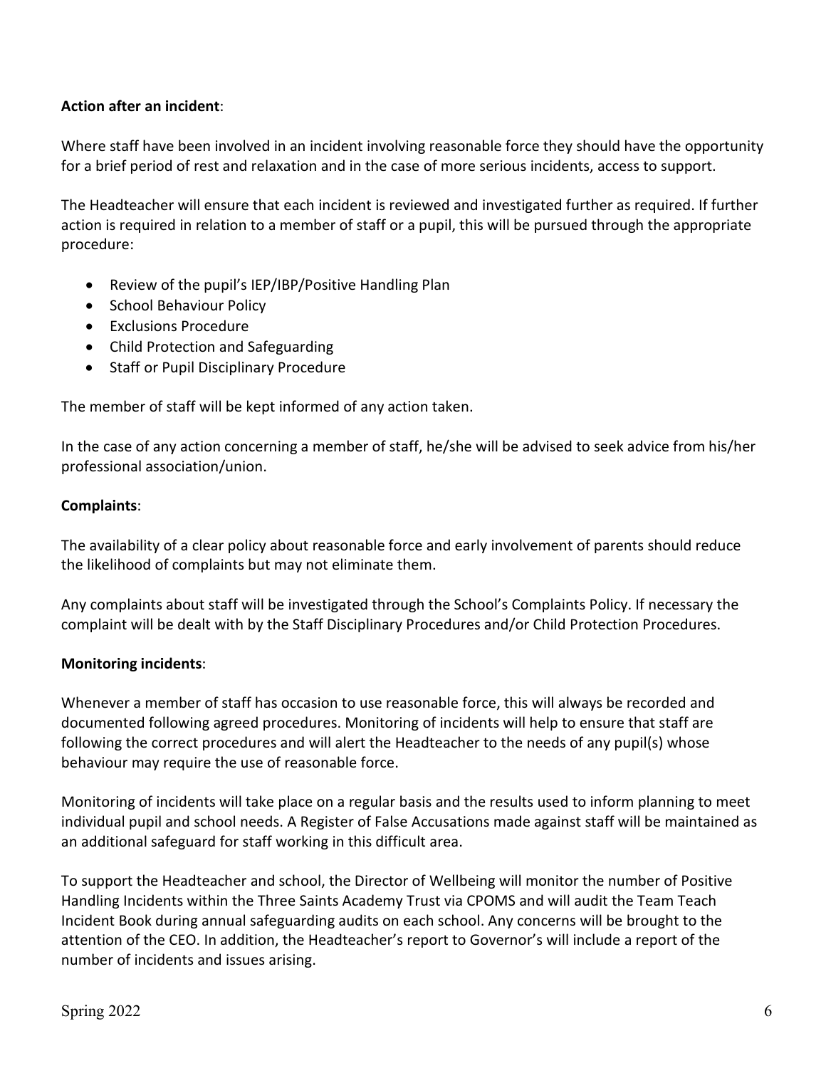**Action after an incident**:

Where staff have been involved in an incident involving reasonable force they should have the opportunity for a brief period of rest and relaxation and in the case of more serious incidents, access to support.

The Headteacher will ensure that each incident is reviewed and investigated further as required. If further action is required in relation to a member of staff or a pupil, this will be pursued through the appropriate procedure:

- Review of the pupil's IEP/IBP/Positive Handling Plan
- School Behaviour Policy
- Exclusions Procedure
- Child Protection and Safeguarding
- Staff or Pupil Disciplinary Procedure

The member of staff will be kept informed of any action taken.

In the case of any action concerning a member of staff, he/she will be advised to seek advice from his/her professional association/union.

**Complaints**:

The availability of a clear policy about reasonable force and early involvement of parents should reduce the likelihood of complaints but may not eliminate them.

Any complaints about staff will be investigated through the School's Complaints Policy. If necessary the complaint will be dealt with by the Staff Disciplinary Procedures and/or Child Protection Procedures.

**Monitoring incidents**:

Whenever a member of staff has occasion to use reasonable force, this will always be recorded and documented following agreed procedures. Monitoring of incidents will help to ensure that staff are following the correct procedures and will alert the Headteacher to the needs of any pupil(s) whose behaviour may require the use of reasonable force.

Monitoring of incidents will take place on a regular basis and the results used to inform planning to meet individual pupil and school needs. A Register of False Accusations made against staff will be maintained as an additional safeguard for staff working in this difficult area.

To support the Headteacher and school, the Director of Wellbeing will monitor the number of Positive Handling Incidents within the Three Saints Academy Trust via CPOMS and will audit the Team Teach Incident Book during annual safeguarding audits on each school. Any concerns will be brought to the attention of the CEO. In addition, the Headteacher's report to Governor's will include a report of the number of incidents and issues arising.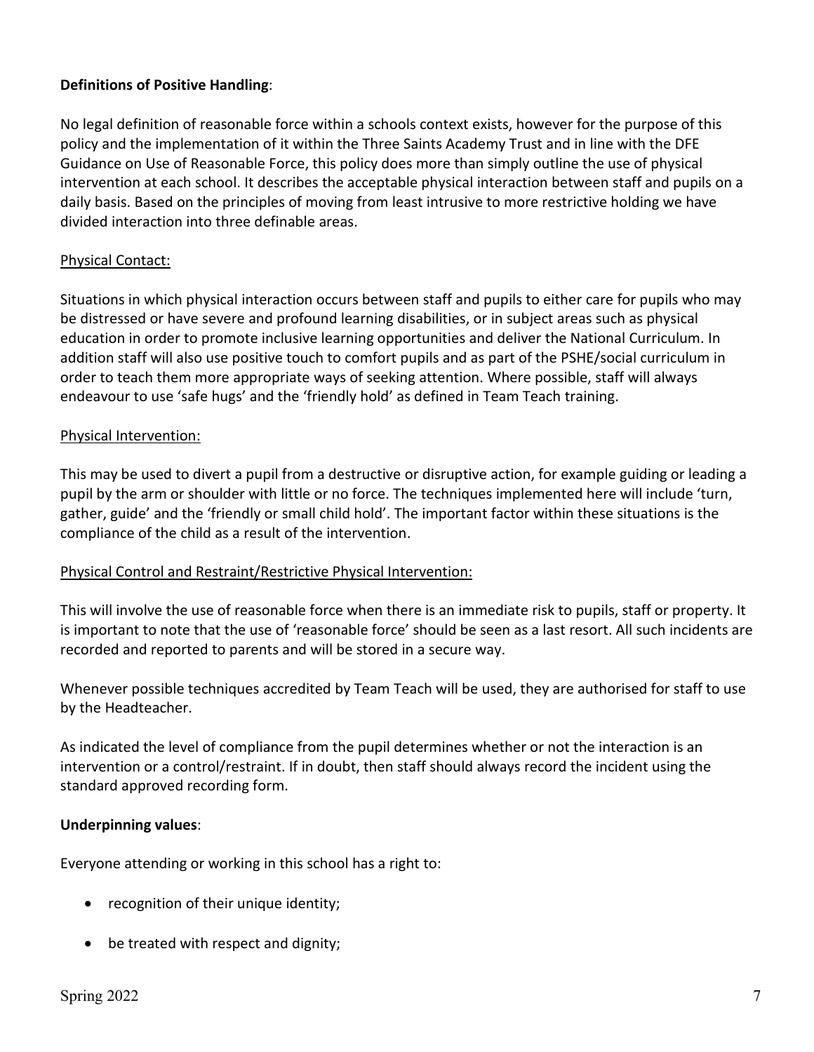**Definitions of Positive Handling**:

No legal definition of reasonable force within a schools context exists, however for the purpose of this policy and the implementation of it within the Three Saints Academy Trust and in line with the DFE Guidance on Use of Reasonable Force, this policy does more than simply outline the use of physical intervention at each school. It describes the acceptable physical interaction between staff and pupils on a daily basis. Based on the principles of moving from least intrusive to more restrictive holding we have divided interaction into three definable areas.

<u>Physical Contact:</u>

Situations in which physical interaction occurs between staff and pupils to either care for pupils who may be distressed or have severe and profound learning disabilities, or in subject areas such as physical education in order to promote inclusive learning opportunities and deliver the National Curriculum. In addition staff will also use positive touch to comfort pupils and as part of the PSHE/social curriculum in order to teach them more appropriate ways of seeking attention. Where possible, staff will always endeavour to use 'safe hugs' and the 'friendly hold' as defined in Team Teach training.

<u>Physical Intervention:</u>

This may be used to divert a pupil from a destructive or disruptive action, for example guiding or leading a pupil by the arm or shoulder with little or no force. The techniques implemented here will include 'turn, gather, guide' and the 'friendly or small child hold'. The important factor within these situations is the compliance of the child as a result of the intervention.

<u>Physical Control and Restraint/Restrictive Physical Intervention:</u>

This will involve the use of reasonable force when there is an immediate risk to pupils, staff or property. It is important to note that the use of 'reasonable force' should be seen as a last resort. All such incidents are recorded and reported to parents and will be stored in a secure way.

Whenever possible techniques accredited by Team Teach will be used, they are authorised for staff to use by the Headteacher.

As indicated the level of compliance from the pupil determines whether or not the interaction is an intervention or a control/restraint. If in doubt, then staff should always record the incident using the standard approved recording form.

**Underpinning values**:

Everyone attending or working in this school has a right to:

- recognition of their unique identity;
- be treated with respect and dignity;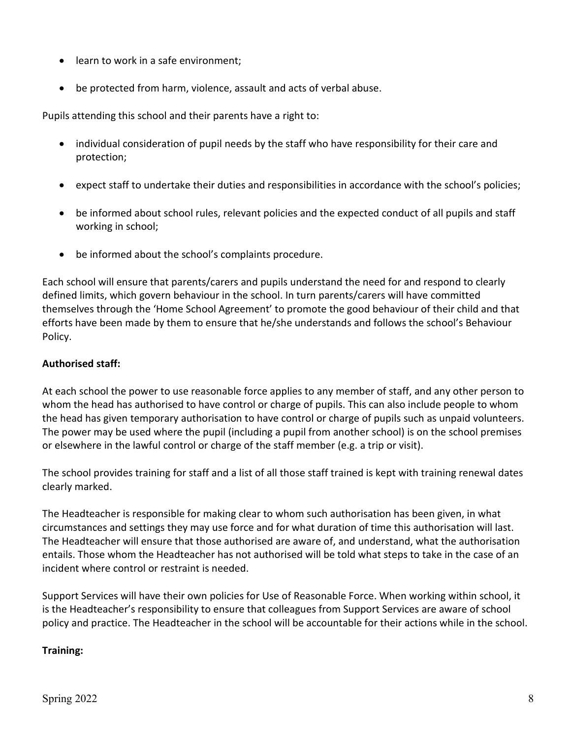- learn to work in a safe environment;
- be protected from harm, violence, assault and acts of verbal abuse.

Pupils attending this school and their parents have a right to:

- individual consideration of pupil needs by the staff who have responsibility for their care and protection;
- expect staff to undertake their duties and responsibilities in accordance with the school's policies;
- be informed about school rules, relevant policies and the expected conduct of all pupils and staff working in school;
- be informed about the school's complaints procedure.

Each school will ensure that parents/carers and pupils understand the need for and respond to clearly defined limits, which govern behaviour in the school. In turn parents/carers will have committed themselves through the 'Home School Agreement' to promote the good behaviour of their child and that efforts have been made by them to ensure that he/she understands and follows the school's Behaviour Policy.

**Authorised staff:**

At each school the power to use reasonable force applies to any member of staff, and any other person to whom the head has authorised to have control or charge of pupils. This can also include people to whom the head has given temporary authorisation to have control or charge of pupils such as unpaid volunteers. The power may be used where the pupil (including a pupil from another school) is on the school premises or elsewhere in the lawful control or charge of the staff member (e.g. a trip or visit).

The school provides training for staff and a list of all those staff trained is kept with training renewal dates clearly marked.

The Headteacher is responsible for making clear to whom such authorisation has been given, in what circumstances and settings they may use force and for what duration of time this authorisation will last. The Headteacher will ensure that those authorised are aware of, and understand, what the authorisation entails. Those whom the Headteacher has not authorised will be told what steps to take in the case of an incident where control or restraint is needed.

Support Services will have their own policies for Use of Reasonable Force. When working within school, it is the Headteacher's responsibility to ensure that colleagues from Support Services are aware of school policy and practice. The Headteacher in the school will be accountable for their actions while in the school.

**Training:**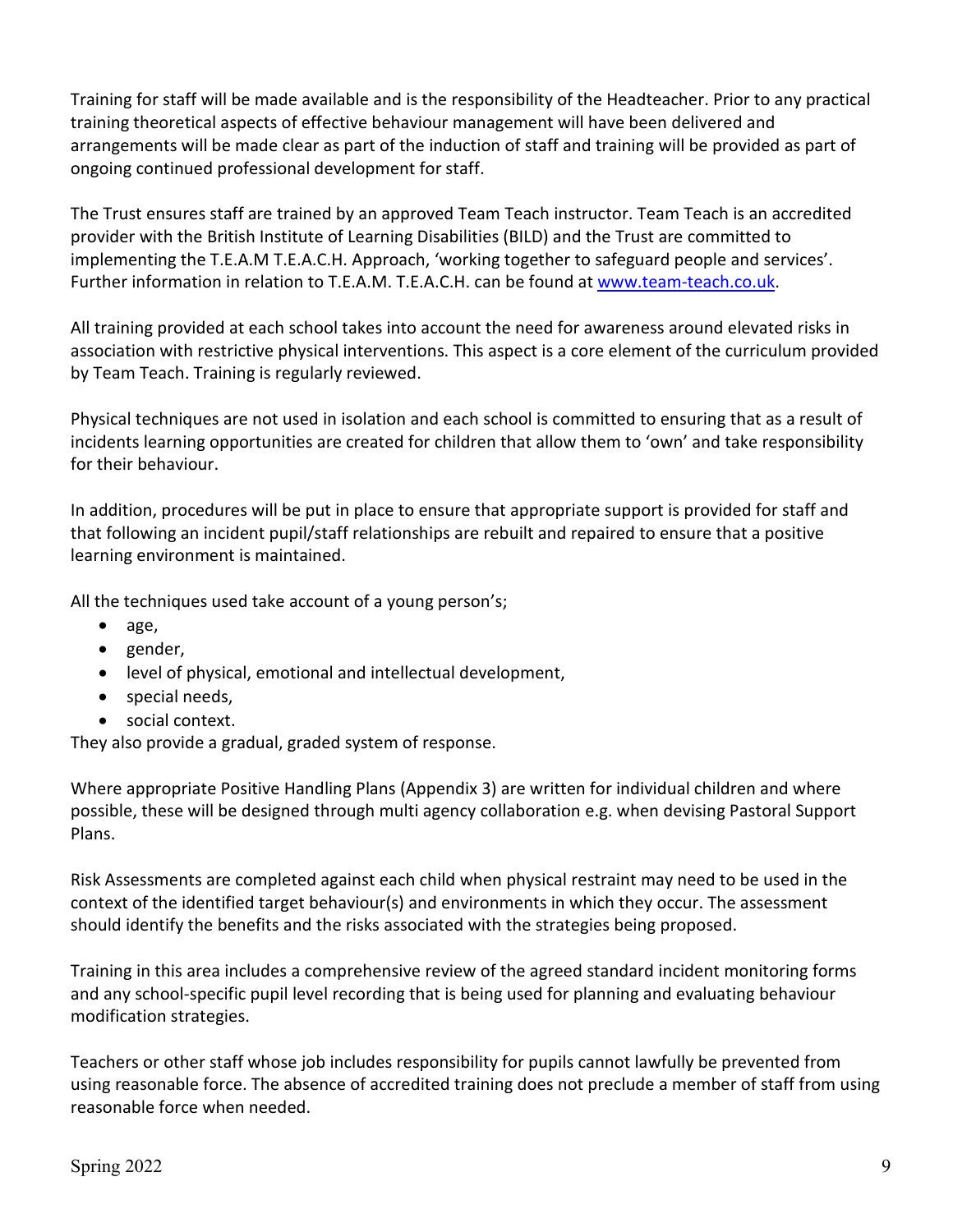Training for staff will be made available and is the responsibility of the Headteacher. Prior to any practical training theoretical aspects of effective behaviour management will have been delivered and arrangements will be made clear as part of the induction of staff and training will be provided as part of ongoing continued professional development for staff.

The Trust ensures staff are trained by an approved Team Teach instructor. Team Teach is an accredited provider with the British Institute of Learning Disabilities (BILD) and the Trust are committed to implementing the T.E.A.M T.E.A.C.H. Approach, 'working together to safeguard people and services'. Further information in relation to T.E.A.M. T.E.A.C.H. can be found at [www.team-teach.co.uk](www.team-teach.co.uk).

All training provided at each school takes into account the need for awareness around elevated risks in association with restrictive physical interventions. This aspect is a core element of the curriculum provided by Team Teach. Training is regularly reviewed.

Physical techniques are not used in isolation and each school is committed to ensuring that as a result of incidents learning opportunities are created for children that allow them to 'own' and take responsibility for their behaviour.

In addition, procedures will be put in place to ensure that appropriate support is provided for staff and that following an incident pupil/staff relationships are rebuilt and repaired to ensure that a positive learning environment is maintained.

All the techniques used take account of a young person's;

- age,
- gender,
- level of physical, emotional and intellectual development,
- special needs,
- social context.

They also provide a gradual, graded system of response.

Where appropriate Positive Handling Plans (Appendix 3) are written for individual children and where possible, these will be designed through multi agency collaboration e.g. when devising Pastoral Support Plans.

Risk Assessments are completed against each child when physical restraint may need to be used in the context of the identified target behaviour(s) and environments in which they occur. The assessment should identify the benefits and the risks associated with the strategies being proposed.

Training in this area includes a comprehensive review of the agreed standard incident monitoring forms and any school-specific pupil level recording that is being used for planning and evaluating behaviour modification strategies.

Teachers or other staff whose job includes responsibility for pupils cannot lawfully be prevented from using reasonable force. The absence of accredited training does not preclude a member of staff from using reasonable force when needed.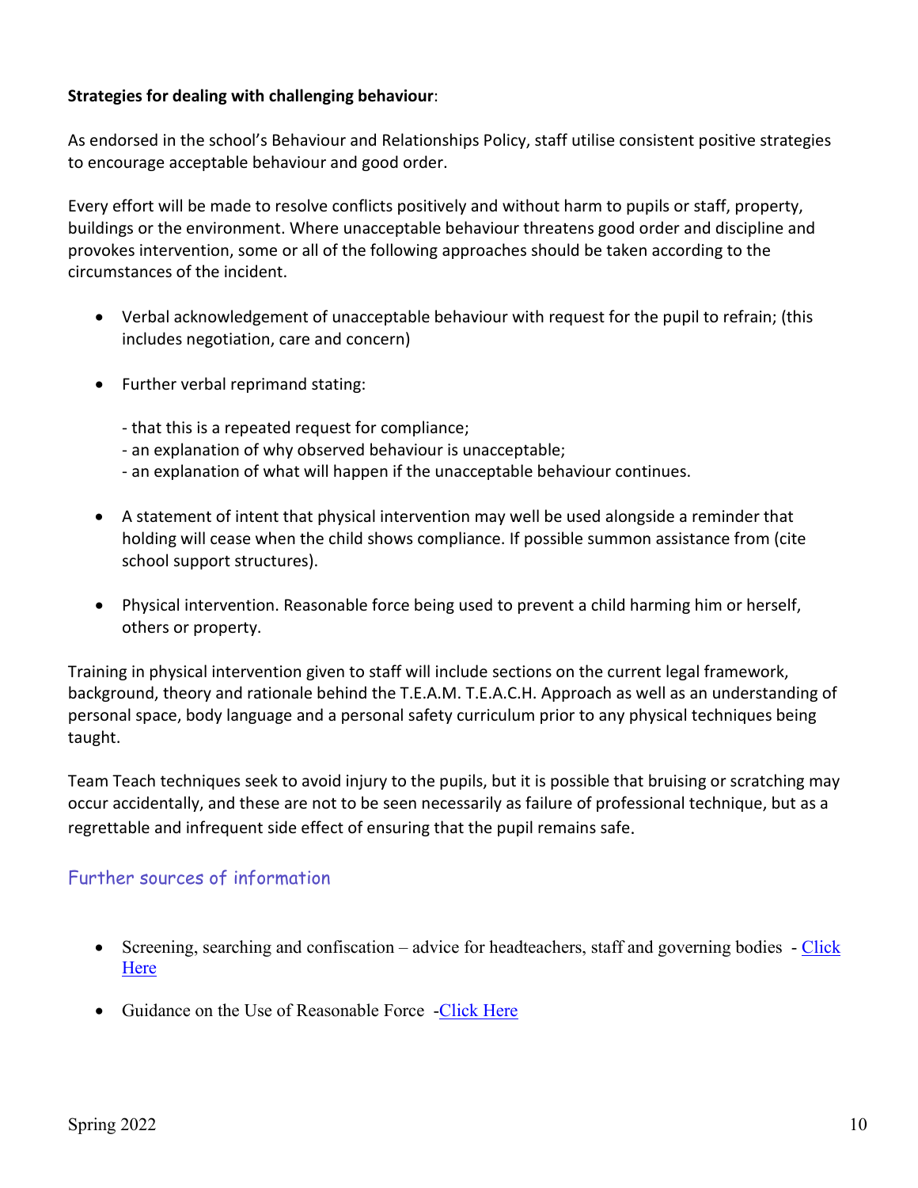**Strategies for dealing with challenging behaviour**:

As endorsed in the school's Behaviour and Relationships Policy, staff utilise consistent positive strategies to encourage acceptable behaviour and good order.

Every effort will be made to resolve conflicts positively and without harm to pupils or staff, property, buildings or the environment. Where unacceptable behaviour threatens good order and discipline and provokes intervention, some or all of the following approaches should be taken according to the circumstances of the incident.

- Verbal acknowledgement of unacceptable behaviour with request for the pupil to refrain; (this includes negotiation, care and concern)

- Further verbal reprimand stating:

  - that this is a repeated request for compliance;
  - an explanation of why observed behaviour is unacceptable;
  - an explanation of what will happen if the unacceptable behaviour continues.

- A statement of intent that physical intervention may well be used alongside a reminder that holding will cease when the child shows compliance. If possible summon assistance from (cite school support structures).

- Physical intervention. Reasonable force being used to prevent a child harming him or herself, others or property.

Training in physical intervention given to staff will include sections on the current legal framework, background, theory and rationale behind the T.E.A.M. T.E.A.C.H. Approach as well as an understanding of personal space, body language and a personal safety curriculum prior to any physical techniques being taught.

Team Teach techniques seek to avoid injury to the pupils, but it is possible that bruising or scratching may occur accidentally, and these are not to be seen necessarily as failure of professional technique, but as a regrettable and infrequent side effect of ensuring that the pupil remains safe.

## Further sources of information

- Screening, searching and confiscation – advice for headteachers, staff and governing bodies - Click Here

- Guidance on the Use of Reasonable Force -Click Here

Spring 2022